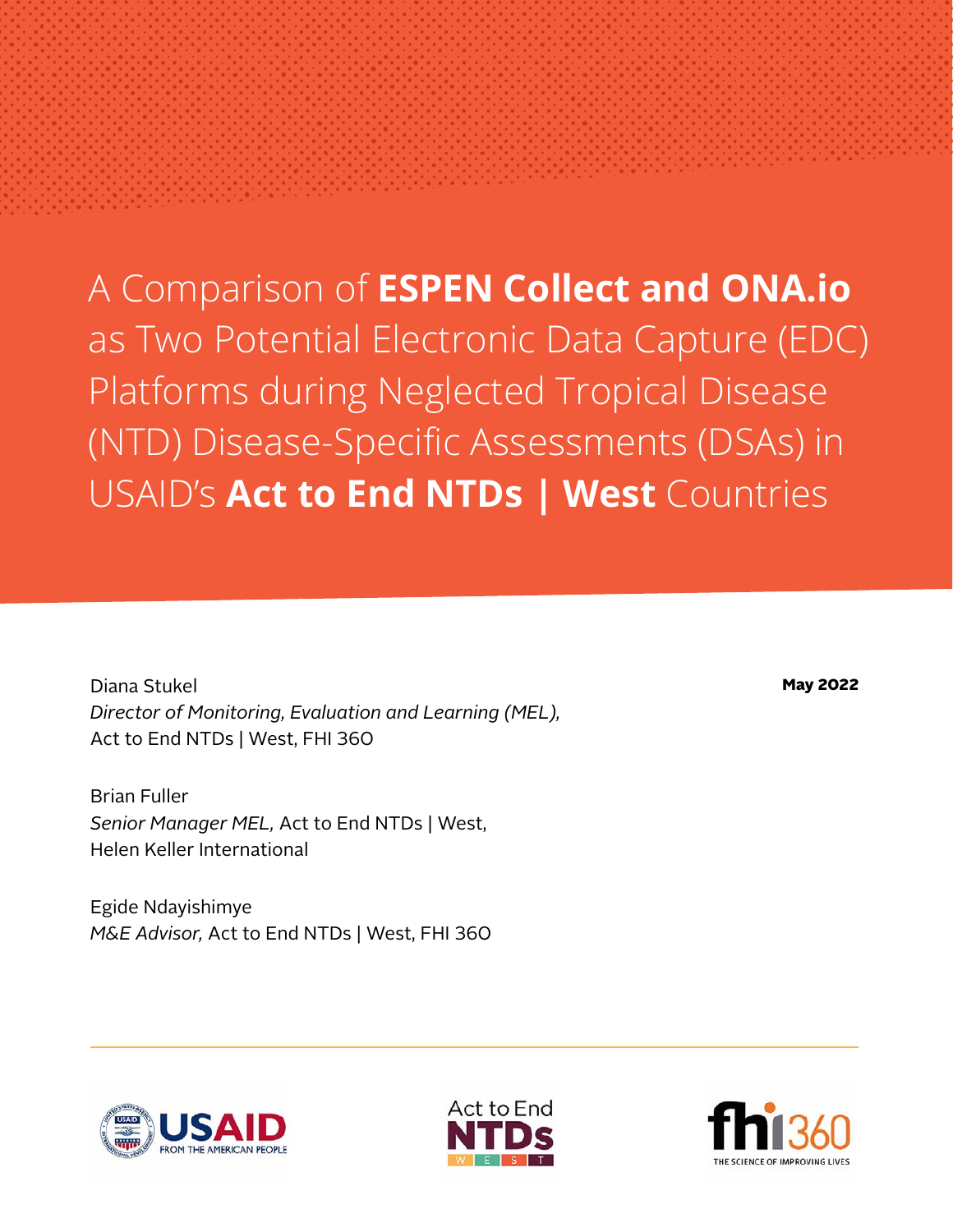# A Comparison of **ESPEN Collect and ONA.io** as Two Potential Electronic Data Capture (EDC) Platforms during Neglected Tropical Disease (NTD) Disease-Specific Assessments (DSAs) in USAID's **Act to End NTDs | West** Countries

**May 2022**

Diana Stukel
*Director of Monitoring, Evaluation and Learning (MEL),*
Act to End NTDs | West, FHI 360

Brian Fuller
*Senior Manager MEL,* Act to End NTDs | West,
Helen Keller International

Egide Ndayishimye
*M&E Advisor,* Act to End NTDs | West, FHI 360

USAID FROM THE AMERICAN PEOPLE

Act to End NTDs W E S T

fhi360 THE SCIENCE OF IMPROVING LIVES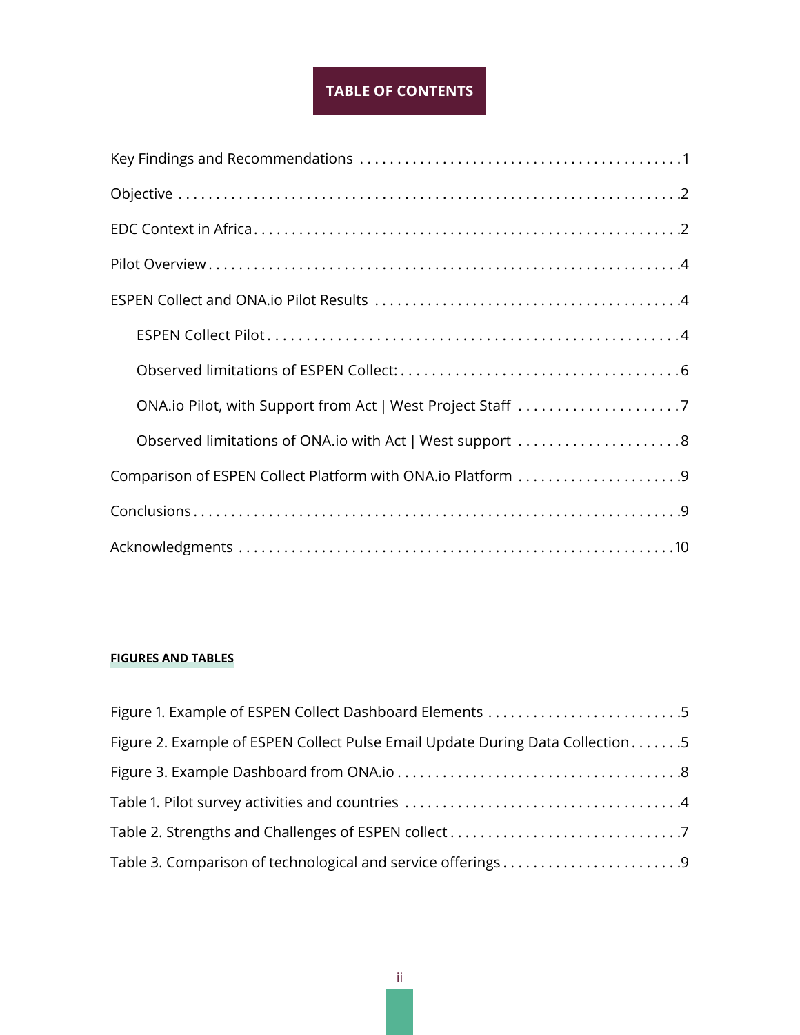# TABLE OF CONTENTS

Key Findings and Recommendations . . . . . . . . . . 1

Objective . . . . . . . . . . 2

EDC Context in Africa . . . . . . . . . . 2

Pilot Overview . . . . . . . . . . 4

ESPEN Collect and ONA.io Pilot Results . . . . . . . . . . 4

- ESPEN Collect Pilot . . . . . . . . . . 4
- Observed limitations of ESPEN Collect: . . . . . . . . . . 6
- ONA.io Pilot, with Support from Act | West Project Staff . . . . . . . . . . 7
- Observed limitations of ONA.io with Act | West support . . . . . . . . . . 8

Comparison of ESPEN Collect Platform with ONA.io Platform . . . . . . . . . . 9

Conclusions . . . . . . . . . . 9

Acknowledgments . . . . . . . . . . 10

## FIGURES AND TABLES

Figure 1. Example of ESPEN Collect Dashboard Elements . . . . . . . . . . 5

Figure 2. Example of ESPEN Collect Pulse Email Update During Data Collection . . . . . . . . . . 5

Figure 3. Example Dashboard from ONA.io . . . . . . . . . . 8

Table 1. Pilot survey activities and countries . . . . . . . . . . 4

Table 2. Strengths and Challenges of ESPEN collect . . . . . . . . . . 7

Table 3. Comparison of technological and service offerings . . . . . . . . . . 9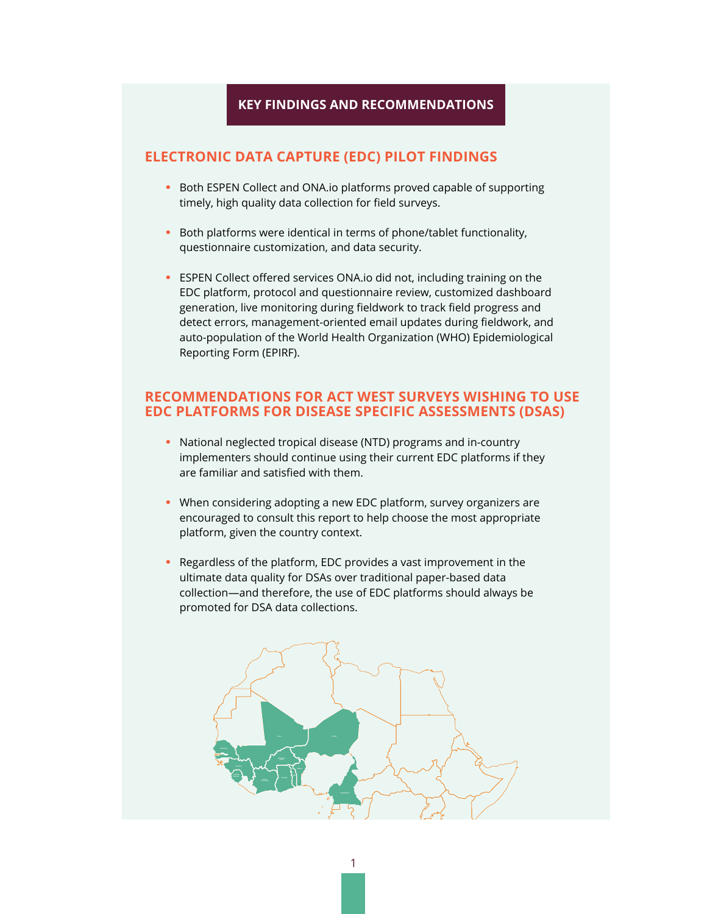# KEY FINDINGS AND RECOMMENDATIONS

## ELECTRONIC DATA CAPTURE (EDC) PILOT FINDINGS

- Both ESPEN Collect and ONA.io platforms proved capable of supporting timely, high quality data collection for field surveys.
- Both platforms were identical in terms of phone/tablet functionality, questionnaire customization, and data security.
- ESPEN Collect offered services ONA.io did not, including training on the EDC platform, protocol and questionnaire review, customized dashboard generation, live monitoring during fieldwork to track field progress and detect errors, management-oriented email updates during fieldwork, and auto-population of the World Health Organization (WHO) Epidemiological Reporting Form (EPIRF).

## RECOMMENDATIONS FOR ACT WEST SURVEYS WISHING TO USE EDC PLATFORMS FOR DISEASE SPECIFIC ASSESSMENTS (DSAS)

- National neglected tropical disease (NTD) programs and in-country implementers should continue using their current EDC platforms if they are familiar and satisfied with them.
- When considering adopting a new EDC platform, survey organizers are encouraged to consult this report to help choose the most appropriate platform, given the country context.
- Regardless of the platform, EDC provides a vast improvement in the ultimate data quality for DSAs over traditional paper-based data collection—and therefore, the use of EDC platforms should always be promoted for DSA data collections.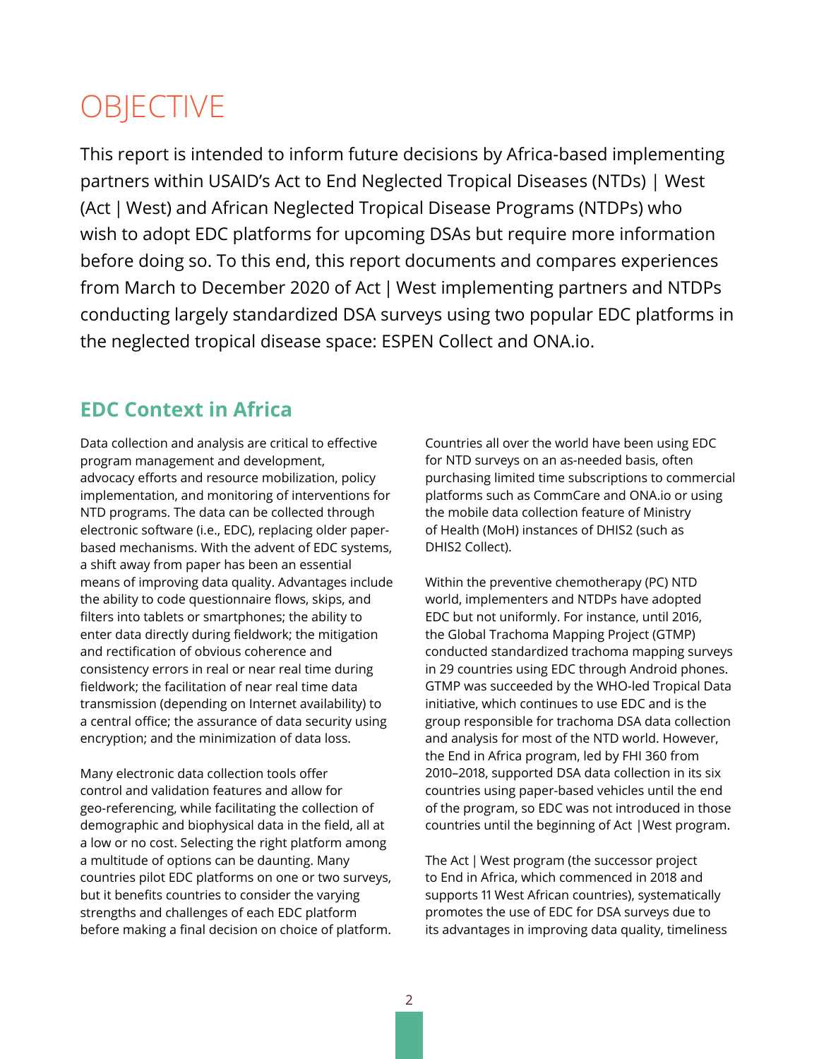# OBJECTIVE

This report is intended to inform future decisions by Africa-based implementing partners within USAID's Act to End Neglected Tropical Diseases (NTDs) | West (Act | West) and African Neglected Tropical Disease Programs (NTDPs) who wish to adopt EDC platforms for upcoming DSAs but require more information before doing so. To this end, this report documents and compares experiences from March to December 2020 of Act | West implementing partners and NTDPs conducting largely standardized DSA surveys using two popular EDC platforms in the neglected tropical disease space: ESPEN Collect and ONA.io.

## EDC Context in Africa

Data collection and analysis are critical to effective program management and development, advocacy efforts and resource mobilization, policy implementation, and monitoring of interventions for NTD programs. The data can be collected through electronic software (i.e., EDC), replacing older paper-based mechanisms. With the advent of EDC systems, a shift away from paper has been an essential means of improving data quality. Advantages include the ability to code questionnaire flows, skips, and filters into tablets or smartphones; the ability to enter data directly during fieldwork; the mitigation and rectification of obvious coherence and consistency errors in real or near real time during fieldwork; the facilitation of near real time data transmission (depending on Internet availability) to a central office; the assurance of data security using encryption; and the minimization of data loss.

Many electronic data collection tools offer control and validation features and allow for geo-referencing, while facilitating the collection of demographic and biophysical data in the field, all at a low or no cost. Selecting the right platform among a multitude of options can be daunting. Many countries pilot EDC platforms on one or two surveys, but it benefits countries to consider the varying strengths and challenges of each EDC platform before making a final decision on choice of platform.

Countries all over the world have been using EDC for NTD surveys on an as-needed basis, often purchasing limited time subscriptions to commercial platforms such as CommCare and ONA.io or using the mobile data collection feature of Ministry of Health (MoH) instances of DHIS2 (such as DHIS2 Collect).

Within the preventive chemotherapy (PC) NTD world, implementers and NTDPs have adopted EDC but not uniformly. For instance, until 2016, the Global Trachoma Mapping Project (GTMP) conducted standardized trachoma mapping surveys in 29 countries using EDC through Android phones. GTMP was succeeded by the WHO-led Tropical Data initiative, which continues to use EDC and is the group responsible for trachoma DSA data collection and analysis for most of the NTD world. However, the End in Africa program, led by FHI 360 from 2010–2018, supported DSA data collection in its six countries using paper-based vehicles until the end of the program, so EDC was not introduced in those countries until the beginning of Act |West program.

The Act | West program (the successor project to End in Africa, which commenced in 2018 and supports 11 West African countries), systematically promotes the use of EDC for DSA surveys due to its advantages in improving data quality, timeliness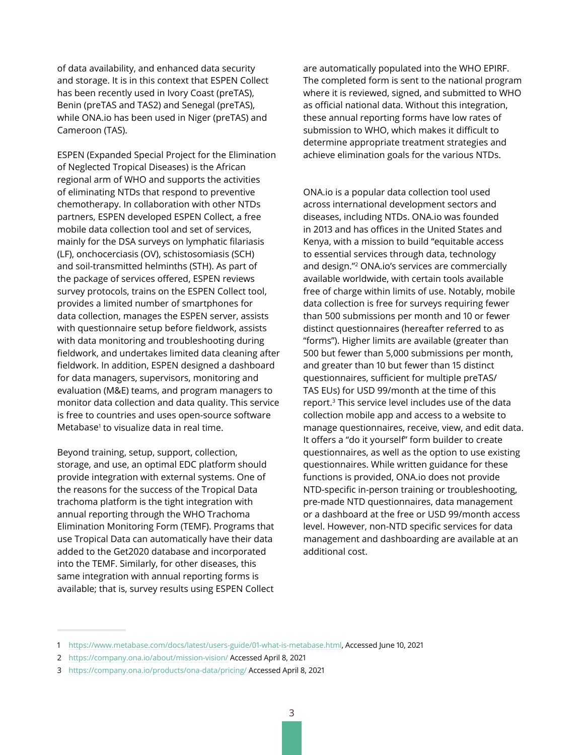of data availability, and enhanced data security and storage. It is in this context that ESPEN Collect has been recently used in Ivory Coast (preTAS), Benin (preTAS and TAS2) and Senegal (preTAS), while ONA.io has been used in Niger (preTAS) and Cameroon (TAS).

ESPEN (Expanded Special Project for the Elimination of Neglected Tropical Diseases) is the African regional arm of WHO and supports the activities of eliminating NTDs that respond to preventive chemotherapy. In collaboration with other NTDs partners, ESPEN developed ESPEN Collect, a free mobile data collection tool and set of services, mainly for the DSA surveys on lymphatic filariasis (LF), onchocerciasis (OV), schistosomiasis (SCH) and soil-transmitted helminths (STH). As part of the package of services offered, ESPEN reviews survey protocols, trains on the ESPEN Collect tool, provides a limited number of smartphones for data collection, manages the ESPEN server, assists with questionnaire setup before fieldwork, assists with data monitoring and troubleshooting during fieldwork, and undertakes limited data cleaning after fieldwork. In addition, ESPEN designed a dashboard for data managers, supervisors, monitoring and evaluation (M&E) teams, and program managers to monitor data collection and data quality. This service is free to countries and uses open-source software Metabase[1] to visualize data in real time.

Beyond training, setup, support, collection, storage, and use, an optimal EDC platform should provide integration with external systems. One of the reasons for the success of the Tropical Data trachoma platform is the tight integration with annual reporting through the WHO Trachoma Elimination Monitoring Form (TEMF). Programs that use Tropical Data can automatically have their data added to the Get2020 database and incorporated into the TEMF. Similarly, for other diseases, this same integration with annual reporting forms is available; that is, survey results using ESPEN Collect are automatically populated into the WHO EPIRF. The completed form is sent to the national program where it is reviewed, signed, and submitted to WHO as official national data. Without this integration, these annual reporting forms have low rates of submission to WHO, which makes it difficult to determine appropriate treatment strategies and achieve elimination goals for the various NTDs.

ONA.io is a popular data collection tool used across international development sectors and diseases, including NTDs. ONA.io was founded in 2013 and has offices in the United States and Kenya, with a mission to build "equitable access to essential services through data, technology and design."[2] ONA.io's services are commercially available worldwide, with certain tools available free of charge within limits of use. Notably, mobile data collection is free for surveys requiring fewer than 500 submissions per month and 10 or fewer distinct questionnaires (hereafter referred to as "forms"). Higher limits are available (greater than 500 but fewer than 5,000 submissions per month, and greater than 10 but fewer than 15 distinct questionnaires, sufficient for multiple preTAS/TAS EUs) for USD 99/month at the time of this report.[3] This service level includes use of the data collection mobile app and access to a website to manage questionnaires, receive, view, and edit data. It offers a "do it yourself" form builder to create questionnaires, as well as the option to use existing questionnaires. While written guidance for these functions is provided, ONA.io does not provide NTD-specific in-person training or troubleshooting, pre-made NTD questionnaires, data management or a dashboard at the free or USD 99/month access level. However, non-NTD specific services for data management and dashboarding are available at an additional cost.

---

1 https://www.metabase.com/docs/latest/users-guide/01-what-is-metabase.html, Accessed June 10, 2021

2 https://company.ona.io/about/mission-vision/ Accessed April 8, 2021

3 https://company.ona.io/products/ona-data/pricing/ Accessed April 8, 2021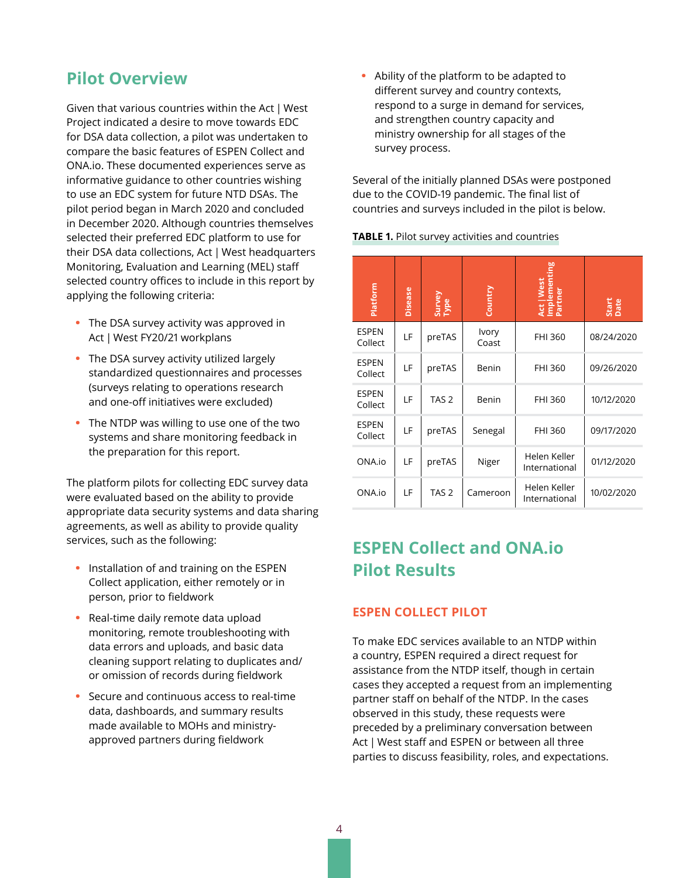## Pilot Overview

Given that various countries within the Act | West Project indicated a desire to move towards EDC for DSA data collection, a pilot was undertaken to compare the basic features of ESPEN Collect and ONA.io. These documented experiences serve as informative guidance to other countries wishing to use an EDC system for future NTD DSAs. The pilot period began in March 2020 and concluded in December 2020. Although countries themselves selected their preferred EDC platform to use for their DSA data collections, Act | West headquarters Monitoring, Evaluation and Learning (MEL) staff selected country offices to include in this report by applying the following criteria:

- The DSA survey activity was approved in Act | West FY20/21 workplans
- The DSA survey activity utilized largely standardized questionnaires and processes (surveys relating to operations research and one-off initiatives were excluded)
- The NTDP was willing to use one of the two systems and share monitoring feedback in the preparation for this report.

The platform pilots for collecting EDC survey data were evaluated based on the ability to provide appropriate data security systems and data sharing agreements, as well as ability to provide quality services, such as the following:

- Installation of and training on the ESPEN Collect application, either remotely or in person, prior to fieldwork
- Real-time daily remote data upload monitoring, remote troubleshooting with data errors and uploads, and basic data cleaning support relating to duplicates and/or omission of records during fieldwork
- Secure and continuous access to real-time data, dashboards, and summary results made available to MOHs and ministry-approved partners during fieldwork
- Ability of the platform to be adapted to different survey and country contexts, respond to a surge in demand for services, and strengthen country capacity and ministry ownership for all stages of the survey process.

Several of the initially planned DSAs were postponed due to the COVID-19 pandemic. The final list of countries and surveys included in the pilot is below.

**TABLE 1.** Pilot survey activities and countries

| Platform | Disease | Survey Type | Country | Act \| West Implementing Partner | Start Date |
|---|---|---|---|---|---|
| ESPEN Collect | LF | preTAS | Ivory Coast | FHI 360 | 08/24/2020 |
| ESPEN Collect | LF | preTAS | Benin | FHI 360 | 09/26/2020 |
| ESPEN Collect | LF | TAS 2 | Benin | FHI 360 | 10/12/2020 |
| ESPEN Collect | LF | preTAS | Senegal | FHI 360 | 09/17/2020 |
| ONA.io | LF | preTAS | Niger | Helen Keller International | 01/12/2020 |
| ONA.io | LF | TAS 2 | Cameroon | Helen Keller International | 10/02/2020 |

## ESPEN Collect and ONA.io Pilot Results

### ESPEN COLLECT PILOT

To make EDC services available to an NTDP within a country, ESPEN required a direct request for assistance from the NTDP itself, though in certain cases they accepted a request from an implementing partner staff on behalf of the NTDP. In the cases observed in this study, these requests were preceded by a preliminary conversation between Act | West staff and ESPEN or between all three parties to discuss feasibility, roles, and expectations.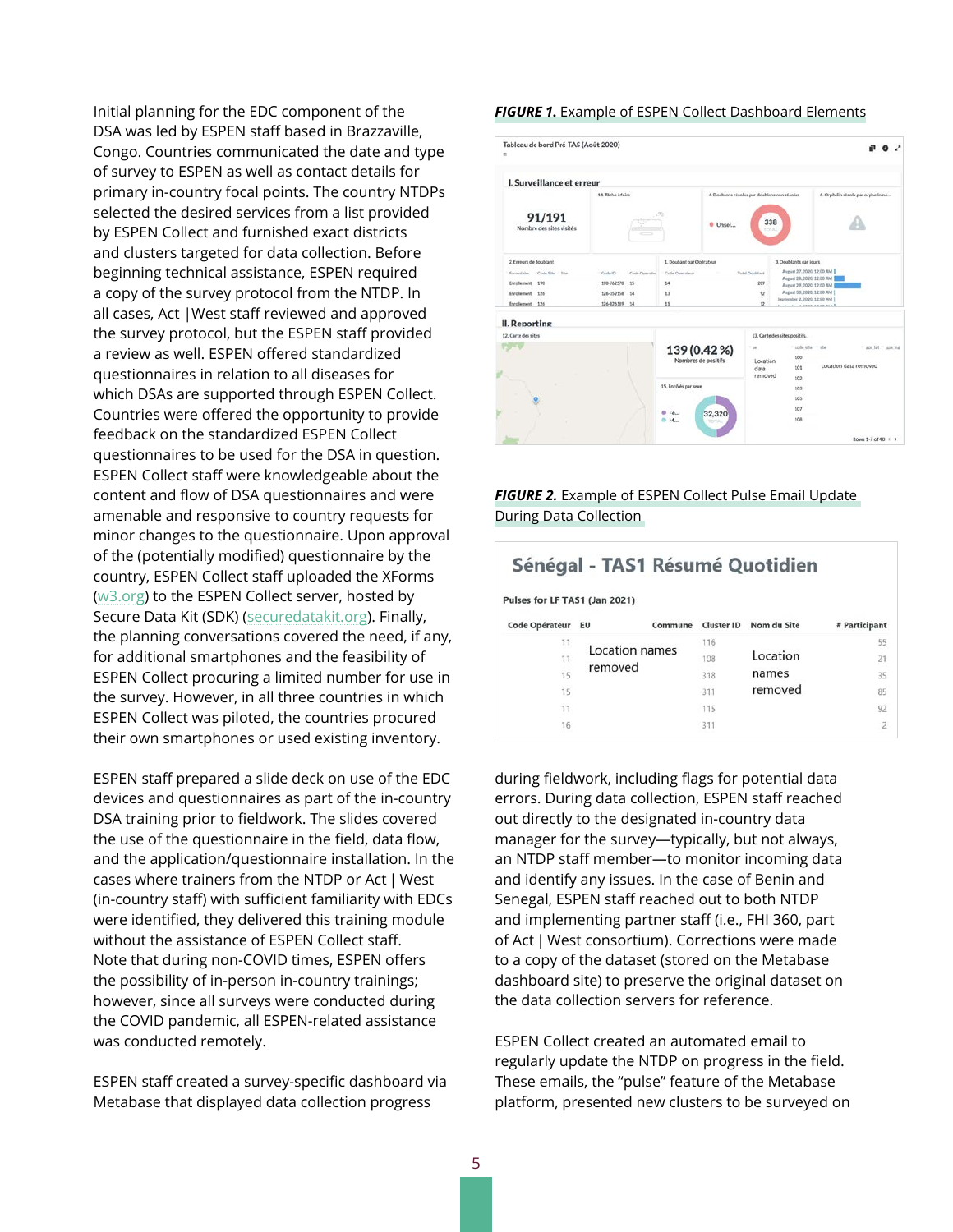Initial planning for the EDC component of the DSA was led by ESPEN staff based in Brazzaville, Congo. Countries communicated the date and type of survey to ESPEN as well as contact details for primary in-country focal points. The country NTDPs selected the desired services from a list provided by ESPEN Collect and furnished exact districts and clusters targeted for data collection. Before beginning technical assistance, ESPEN required a copy of the survey protocol from the NTDP. In all cases, Act |West staff reviewed and approved the survey protocol, but the ESPEN staff provided a review as well. ESPEN offered standardized questionnaires in relation to all diseases for which DSAs are supported through ESPEN Collect. Countries were offered the opportunity to provide feedback on the standardized ESPEN Collect questionnaires to be used for the DSA in question. ESPEN Collect staff were knowledgeable about the content and flow of DSA questionnaires and were amenable and responsive to country requests for minor changes to the questionnaire. Upon approval of the (potentially modified) questionnaire by the country, ESPEN Collect staff uploaded the XForms (w3.org) to the ESPEN Collect server, hosted by Secure Data Kit (SDK) (securedatakit.org). Finally, the planning conversations covered the need, if any, for additional smartphones and the feasibility of ESPEN Collect procuring a limited number for use in the survey. However, in all three countries in which ESPEN Collect was piloted, the countries procured their own smartphones or used existing inventory.

ESPEN staff prepared a slide deck on use of the EDC devices and questionnaires as part of the in-country DSA training prior to fieldwork. The slides covered the use of the questionnaire in the field, data flow, and the application/questionnaire installation. In the cases where trainers from the NTDP or Act | West (in-country staff) with sufficient familiarity with EDCs were identified, they delivered this training module without the assistance of ESPEN Collect staff. Note that during non-COVID times, ESPEN offers the possibility of in-person in-country trainings; however, since all surveys were conducted during the COVID pandemic, all ESPEN-related assistance was conducted remotely.

ESPEN staff created a survey-specific dashboard via Metabase that displayed data collection progress

***FIGURE 1.*** Example of ESPEN Collect Dashboard Elements

***FIGURE 2.*** Example of ESPEN Collect Pulse Email Update During Data Collection

during fieldwork, including flags for potential data errors. During data collection, ESPEN staff reached out directly to the designated in-country data manager for the survey—typically, but not always, an NTDP staff member—to monitor incoming data and identify any issues. In the case of Benin and Senegal, ESPEN staff reached out to both NTDP and implementing partner staff (i.e., FHI 360, part of Act | West consortium). Corrections were made to a copy of the dataset (stored on the Metabase dashboard site) to preserve the original dataset on the data collection servers for reference.

ESPEN Collect created an automated email to regularly update the NTDP on progress in the field. These emails, the "pulse" feature of the Metabase platform, presented new clusters to be surveyed on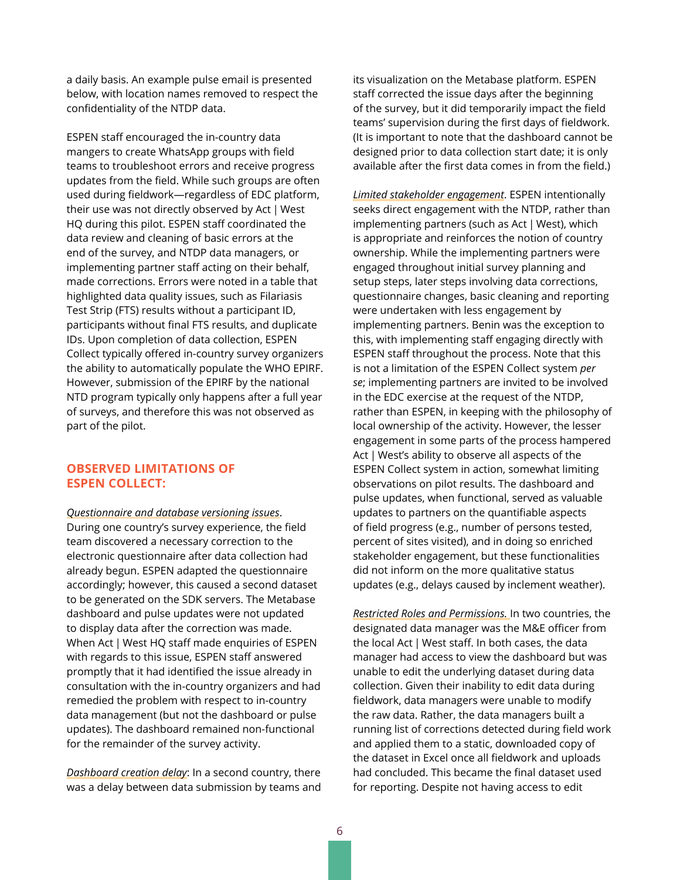a daily basis. An example pulse email is presented below, with location names removed to respect the confidentiality of the NTDP data.

ESPEN staff encouraged the in-country data mangers to create WhatsApp groups with field teams to troubleshoot errors and receive progress updates from the field. While such groups are often used during fieldwork—regardless of EDC platform, their use was not directly observed by Act | West HQ during this pilot. ESPEN staff coordinated the data review and cleaning of basic errors at the end of the survey, and NTDP data managers, or implementing partner staff acting on their behalf, made corrections. Errors were noted in a table that highlighted data quality issues, such as Filariasis Test Strip (FTS) results without a participant ID, participants without final FTS results, and duplicate IDs. Upon completion of data collection, ESPEN Collect typically offered in-country survey organizers the ability to automatically populate the WHO EPIRF. However, submission of the EPIRF by the national NTD program typically only happens after a full year of surveys, and therefore this was not observed as part of the pilot.

## OBSERVED LIMITATIONS OF ESPEN COLLECT:

*Questionnaire and database versioning issues*. During one country's survey experience, the field team discovered a necessary correction to the electronic questionnaire after data collection had already begun. ESPEN adapted the questionnaire accordingly; however, this caused a second dataset to be generated on the SDK servers. The Metabase dashboard and pulse updates were not updated to display data after the correction was made. When Act | West HQ staff made enquiries of ESPEN with regards to this issue, ESPEN staff answered promptly that it had identified the issue already in consultation with the in-country organizers and had remedied the problem with respect to in-country data management (but not the dashboard or pulse updates). The dashboard remained non-functional for the remainder of the survey activity.

*Dashboard creation delay*: In a second country, there was a delay between data submission by teams and its visualization on the Metabase platform. ESPEN staff corrected the issue days after the beginning of the survey, but it did temporarily impact the field teams' supervision during the first days of fieldwork. (It is important to note that the dashboard cannot be designed prior to data collection start date; it is only available after the first data comes in from the field.)

*Limited stakeholder engagement*. ESPEN intentionally seeks direct engagement with the NTDP, rather than implementing partners (such as Act | West), which is appropriate and reinforces the notion of country ownership. While the implementing partners were engaged throughout initial survey planning and setup steps, later steps involving data corrections, questionnaire changes, basic cleaning and reporting were undertaken with less engagement by implementing partners. Benin was the exception to this, with implementing staff engaging directly with ESPEN staff throughout the process. Note that this is not a limitation of the ESPEN Collect system *per se*; implementing partners are invited to be involved in the EDC exercise at the request of the NTDP, rather than ESPEN, in keeping with the philosophy of local ownership of the activity. However, the lesser engagement in some parts of the process hampered Act | West's ability to observe all aspects of the ESPEN Collect system in action, somewhat limiting observations on pilot results. The dashboard and pulse updates, when functional, served as valuable updates to partners on the quantifiable aspects of field progress (e.g., number of persons tested, percent of sites visited), and in doing so enriched stakeholder engagement, but these functionalities did not inform on the more qualitative status updates (e.g., delays caused by inclement weather).

*Restricted Roles and Permissions.* In two countries, the designated data manager was the M&E officer from the local Act | West staff. In both cases, the data manager had access to view the dashboard but was unable to edit the underlying dataset during data collection. Given their inability to edit data during fieldwork, data managers were unable to modify the raw data. Rather, the data managers built a running list of corrections detected during field work and applied them to a static, downloaded copy of the dataset in Excel once all fieldwork and uploads had concluded. This became the final dataset used for reporting. Despite not having access to edit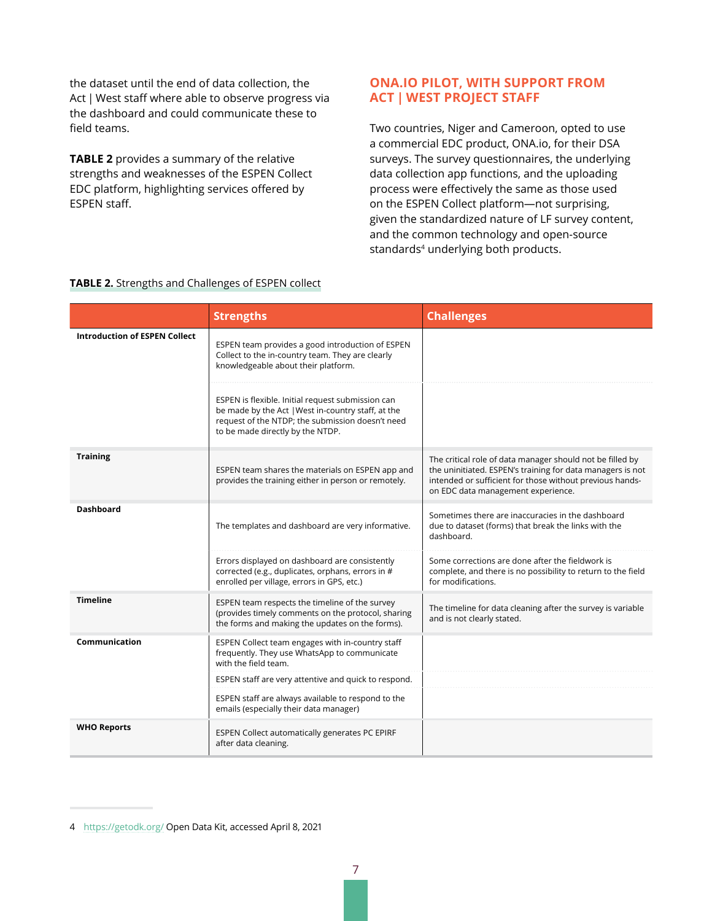the dataset until the end of data collection, the Act | West staff where able to observe progress via the dashboard and could communicate these to field teams.

**TABLE 2** provides a summary of the relative strengths and weaknesses of the ESPEN Collect EDC platform, highlighting services offered by ESPEN staff.

## ONA.IO PILOT, WITH SUPPORT FROM ACT | WEST PROJECT STAFF

Two countries, Niger and Cameroon, opted to use a commercial EDC product, ONA.io, for their DSA surveys. The survey questionnaires, the underlying data collection app functions, and the uploading process were effectively the same as those used on the ESPEN Collect platform—not surprising, given the standardized nature of LF survey content, and the common technology and open-source standards[4] underlying both products.

**TABLE 2.** Strengths and Challenges of ESPEN collect

| | Strengths | Challenges |
|---|---|---|
| **Introduction of ESPEN Collect** | ESPEN team provides a good introduction of ESPEN Collect to the in-country team. They are clearly knowledgeable about their platform. | |
| | ESPEN is flexible. Initial request submission can be made by the Act \|West in-country staff, at the request of the NTDP; the submission doesn't need to be made directly by the NTDP. | |
| **Training** | ESPEN team shares the materials on ESPEN app and provides the training either in person or remotely. | The critical role of data manager should not be filled by the uninitiated. ESPEN's training for data managers is not intended or sufficient for those without previous hands-on EDC data management experience. |
| **Dashboard** | The templates and dashboard are very informative. | Sometimes there are inaccuracies in the dashboard due to dataset (forms) that break the links with the dashboard. |
| | Errors displayed on dashboard are consistently corrected (e.g., duplicates, orphans, errors in # enrolled per village, errors in GPS, etc.) | Some corrections are done after the fieldwork is complete, and there is no possibility to return to the field for modifications. |
| **Timeline** | ESPEN team respects the timeline of the survey (provides timely comments on the protocol, sharing the forms and making the updates on the forms). | The timeline for data cleaning after the survey is variable and is not clearly stated. |
| **Communication** | ESPEN Collect team engages with in-country staff frequently. They use WhatsApp to communicate with the field team. | |
| | ESPEN staff are very attentive and quick to respond. | |
| | ESPEN staff are always available to respond to the emails (especially their data manager) | |
| **WHO Reports** | ESPEN Collect automatically generates PC EPIRF after data cleaning. | |

4 https://getodk.org/ Open Data Kit, accessed April 8, 2021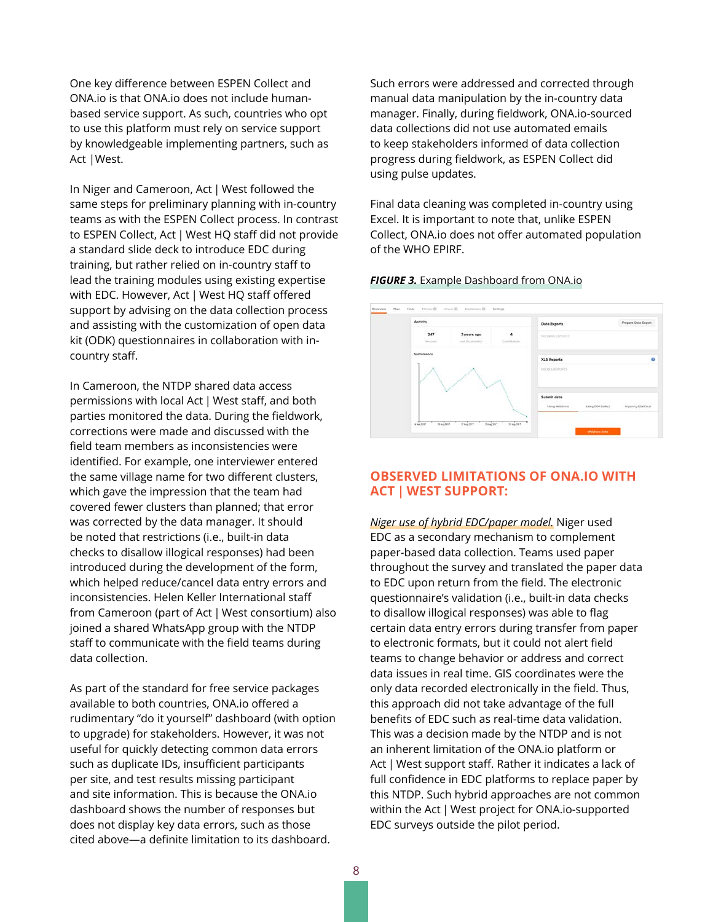One key difference between ESPEN Collect and ONA.io is that ONA.io does not include human-based service support. As such, countries who opt to use this platform must rely on service support by knowledgeable implementing partners, such as Act |West.

In Niger and Cameroon, Act | West followed the same steps for preliminary planning with in-country teams as with the ESPEN Collect process. In contrast to ESPEN Collect, Act | West HQ staff did not provide a standard slide deck to introduce EDC during training, but rather relied on in-country staff to lead the training modules using existing expertise with EDC. However, Act | West HQ staff offered support by advising on the data collection process and assisting with the customization of open data kit (ODK) questionnaires in collaboration with in-country staff.

In Cameroon, the NTDP shared data access permissions with local Act | West staff, and both parties monitored the data. During the fieldwork, corrections were made and discussed with the field team members as inconsistencies were identified. For example, one interviewer entered the same village name for two different clusters, which gave the impression that the team had covered fewer clusters than planned; that error was corrected by the data manager. It should be noted that restrictions (i.e., built-in data checks to disallow illogical responses) had been introduced during the development of the form, which helped reduce/cancel data entry errors and inconsistencies. Helen Keller International staff from Cameroon (part of Act | West consortium) also joined a shared WhatsApp group with the NTDP staff to communicate with the field teams during data collection.

As part of the standard for free service packages available to both countries, ONA.io offered a rudimentary "do it yourself" dashboard (with option to upgrade) for stakeholders. However, it was not useful for quickly detecting common data errors such as duplicate IDs, insufficient participants per site, and test results missing participant and site information. This is because the ONA.io dashboard shows the number of responses but does not display key data errors, such as those cited above—a definite limitation to its dashboard.

Such errors were addressed and corrected through manual data manipulation by the in-country data manager. Finally, during fieldwork, ONA.io-sourced data collections did not use automated emails to keep stakeholders informed of data collection progress during fieldwork, as ESPEN Collect did using pulse updates.

Final data cleaning was completed in-country using Excel. It is important to note that, unlike ESPEN Collect, ONA.io does not offer automated population of the WHO EPIRF.

***FIGURE 3.*** Example Dashboard from ONA.io

## OBSERVED LIMITATIONS OF ONA.IO WITH ACT | WEST SUPPORT:

*Niger use of hybrid EDC/paper model.* Niger used EDC as a secondary mechanism to complement paper-based data collection. Teams used paper throughout the survey and translated the paper data to EDC upon return from the field. The electronic questionnaire's validation (i.e., built-in data checks to disallow illogical responses) was able to flag certain data entry errors during transfer from paper to electronic formats, but it could not alert field teams to change behavior or address and correct data issues in real time. GIS coordinates were the only data recorded electronically in the field. Thus, this approach did not take advantage of the full benefits of EDC such as real-time data validation. This was a decision made by the NTDP and is not an inherent limitation of the ONA.io platform or Act | West support staff. Rather it indicates a lack of full confidence in EDC platforms to replace paper by this NTDP. Such hybrid approaches are not common within the Act | West project for ONA.io-supported EDC surveys outside the pilot period.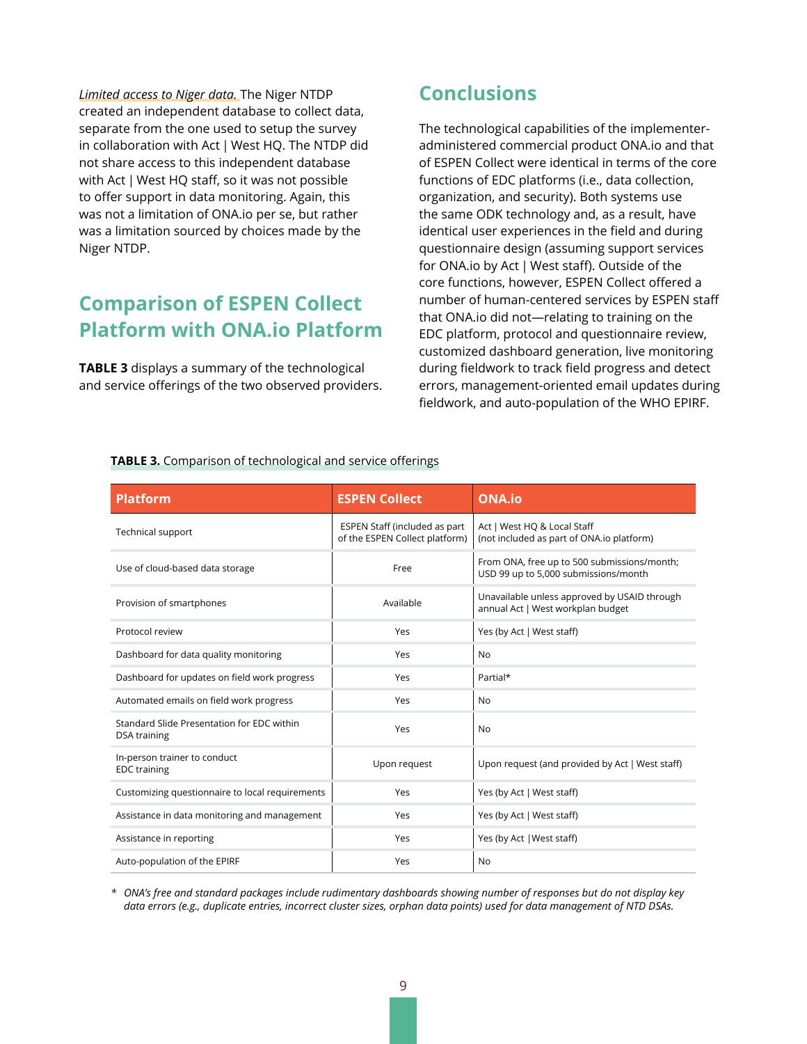*Limited access to Niger data.* The Niger NTDP created an independent database to collect data, separate from the one used to setup the survey in collaboration with Act | West HQ. The NTDP did not share access to this independent database with Act | West HQ staff, so it was not possible to offer support in data monitoring. Again, this was not a limitation of ONA.io per se, but rather was a limitation sourced by choices made by the Niger NTDP.

## Comparison of ESPEN Collect Platform with ONA.io Platform

**TABLE 3** displays a summary of the technological and service offerings of the two observed providers.

## Conclusions

The technological capabilities of the implementer-administered commercial product ONA.io and that of ESPEN Collect were identical in terms of the core functions of EDC platforms (i.e., data collection, organization, and security). Both systems use the same ODK technology and, as a result, have identical user experiences in the field and during questionnaire design (assuming support services for ONA.io by Act | West staff). Outside of the core functions, however, ESPEN Collect offered a number of human-centered services by ESPEN staff that ONA.io did not—relating to training on the EDC platform, protocol and questionnaire review, customized dashboard generation, live monitoring during fieldwork to track field progress and detect errors, management-oriented email updates during fieldwork, and auto-population of the WHO EPIRF.

**TABLE 3.** Comparison of technological and service offerings

| Platform | ESPEN Collect | ONA.io |
|---|---|---|
| Technical support | ESPEN Staff (included as part of the ESPEN Collect platform) | Act \| West HQ & Local Staff (not included as part of ONA.io platform) |
| Use of cloud-based data storage | Free | From ONA, free up to 500 submissions/month; USD 99 up to 5,000 submissions/month |
| Provision of smartphones | Available | Unavailable unless approved by USAID through annual Act \| West workplan budget |
| Protocol review | Yes | Yes (by Act \| West staff) |
| Dashboard for data quality monitoring | Yes | No |
| Dashboard for updates on field work progress | Yes | Partial* |
| Automated emails on field work progress | Yes | No |
| Standard Slide Presentation for EDC within DSA training | Yes | No |
| In-person trainer to conduct EDC training | Upon request | Upon request (and provided by Act \| West staff) |
| Customizing questionnaire to local requirements | Yes | Yes (by Act \| West staff) |
| Assistance in data monitoring and management | Yes | Yes (by Act \| West staff) |
| Assistance in reporting | Yes | Yes (by Act \|West staff) |
| Auto-population of the EPIRF | Yes | No |

\* *ONA's free and standard packages include rudimentary dashboards showing number of responses but do not display key data errors (e.g., duplicate entries, incorrect cluster sizes, orphan data points) used for data management of NTD DSAs.*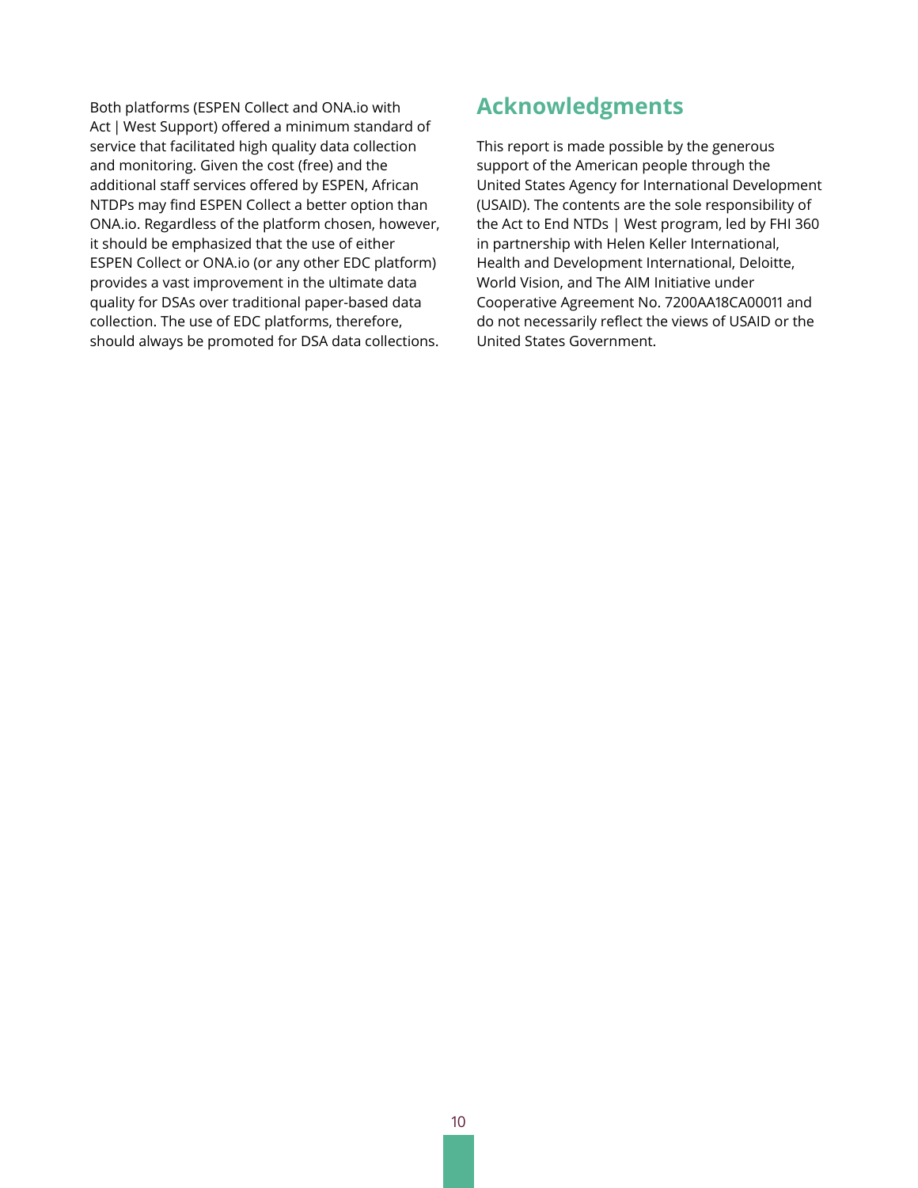Both platforms (ESPEN Collect and ONA.io with Act | West Support) offered a minimum standard of service that facilitated high quality data collection and monitoring. Given the cost (free) and the additional staff services offered by ESPEN, African NTDPs may find ESPEN Collect a better option than ONA.io. Regardless of the platform chosen, however, it should be emphasized that the use of either ESPEN Collect or ONA.io (or any other EDC platform) provides a vast improvement in the ultimate data quality for DSAs over traditional paper-based data collection. The use of EDC platforms, therefore, should always be promoted for DSA data collections.

## Acknowledgments

This report is made possible by the generous support of the American people through the United States Agency for International Development (USAID). The contents are the sole responsibility of the Act to End NTDs | West program, led by FHI 360 in partnership with Helen Keller International, Health and Development International, Deloitte, World Vision, and The AIM Initiative under Cooperative Agreement No. 7200AA18CA00011 and do not necessarily reflect the views of USAID or the United States Government.